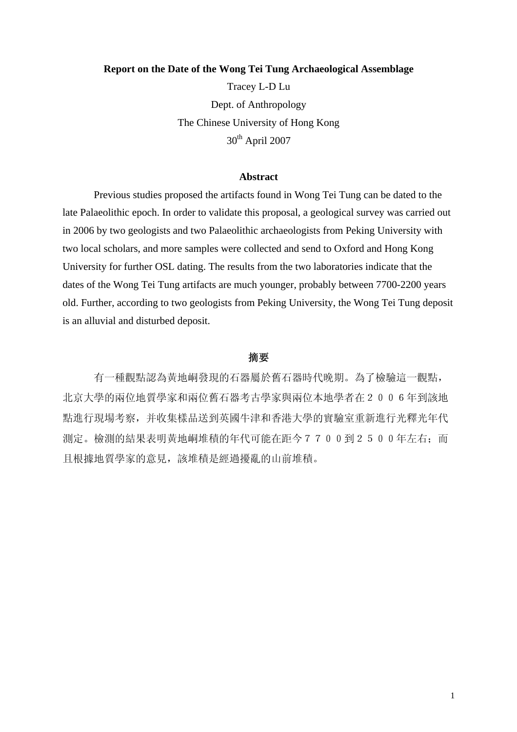**Report on the Date of the Wong Tei Tung Archaeological Assemblage**

Tracey L-D Lu

Dept. of Anthropology

The Chinese University of Hong Kong

30th April 2007

## Abstract

Previous studies proposed the artifacts found in Wong Tei Tung can be dated to the late Palaeolithic epoch. In order to validate this proposal, a geological survey was carried out in 2006 by two geologists and two Palaeolithic archaeologists from Peking University with two local scholars, and more samples were collected and send to Oxford and Hong Kong University for further OSL dating. The results from the two laboratories indicate that the dates of the Wong Tei Tung artifacts are much younger, probably between 7700-2200 years old. Further, according to two geologists from Peking University, the Wong Tei Tung deposit is an alluvial and disturbed deposit.

## 摘要

有一種觀點認為黃地峒發現的石器屬於舊石器時代晚期。為了檢驗這一觀點，北京大學的兩位地質學家和兩位舊石器考古學家與兩位本地學者在２００６年到該地點進行現場考察，并收集樣品送到英國牛津和香港大學的實驗室重新進行光釋光年代測定。檢測的結果表明黃地峒堆積的年代可能在距今７７００到２５００年左右；而且根據地質學家的意見，該堆積是經過擾亂的山前堆積。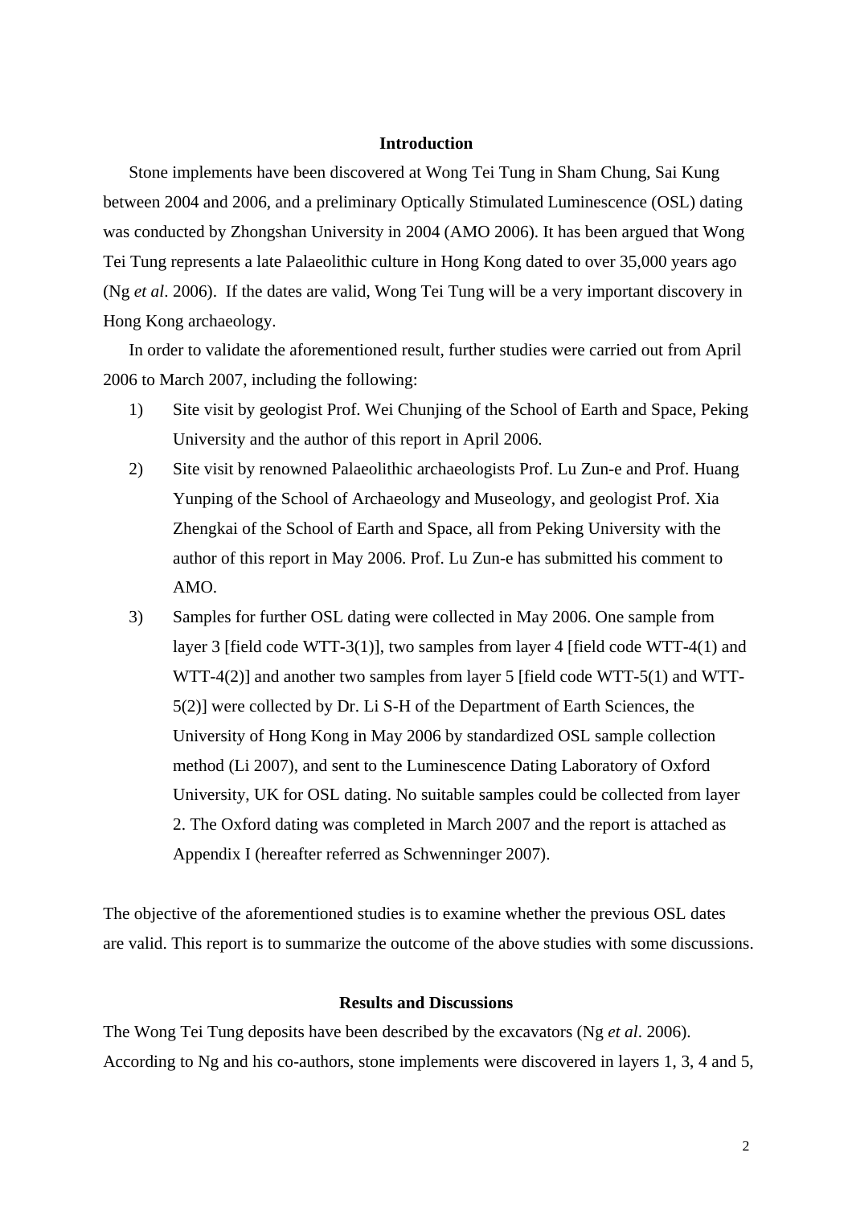## Introduction

Stone implements have been discovered at Wong Tei Tung in Sham Chung, Sai Kung between 2004 and 2006, and a preliminary Optically Stimulated Luminescence (OSL) dating was conducted by Zhongshan University in 2004 (AMO 2006). It has been argued that Wong Tei Tung represents a late Palaeolithic culture in Hong Kong dated to over 35,000 years ago (Ng *et al*. 2006). If the dates are valid, Wong Tei Tung will be a very important discovery in Hong Kong archaeology.

In order to validate the aforementioned result, further studies were carried out from April 2006 to March 2007, including the following:

1) Site visit by geologist Prof. Wei Chunjing of the School of Earth and Space, Peking University and the author of this report in April 2006.
2) Site visit by renowned Palaeolithic archaeologists Prof. Lu Zun-e and Prof. Huang Yunping of the School of Archaeology and Museology, and geologist Prof. Xia Zhengkai of the School of Earth and Space, all from Peking University with the author of this report in May 2006. Prof. Lu Zun-e has submitted his comment to AMO.
3) Samples for further OSL dating were collected in May 2006. One sample from layer 3 [field code WTT-3(1)], two samples from layer 4 [field code WTT-4(1) and WTT-4(2)] and another two samples from layer 5 [field code WTT-5(1) and WTT-5(2)] were collected by Dr. Li S-H of the Department of Earth Sciences, the University of Hong Kong in May 2006 by standardized OSL sample collection method (Li 2007), and sent to the Luminescence Dating Laboratory of Oxford University, UK for OSL dating. No suitable samples could be collected from layer 2. The Oxford dating was completed in March 2007 and the report is attached as Appendix I (hereafter referred as Schwenninger 2007).

The objective of the aforementioned studies is to examine whether the previous OSL dates are valid. This report is to summarize the outcome of the above studies with some discussions.

## Results and Discussions

The Wong Tei Tung deposits have been described by the excavators (Ng *et al*. 2006). According to Ng and his co-authors, stone implements were discovered in layers 1, 3, 4 and 5,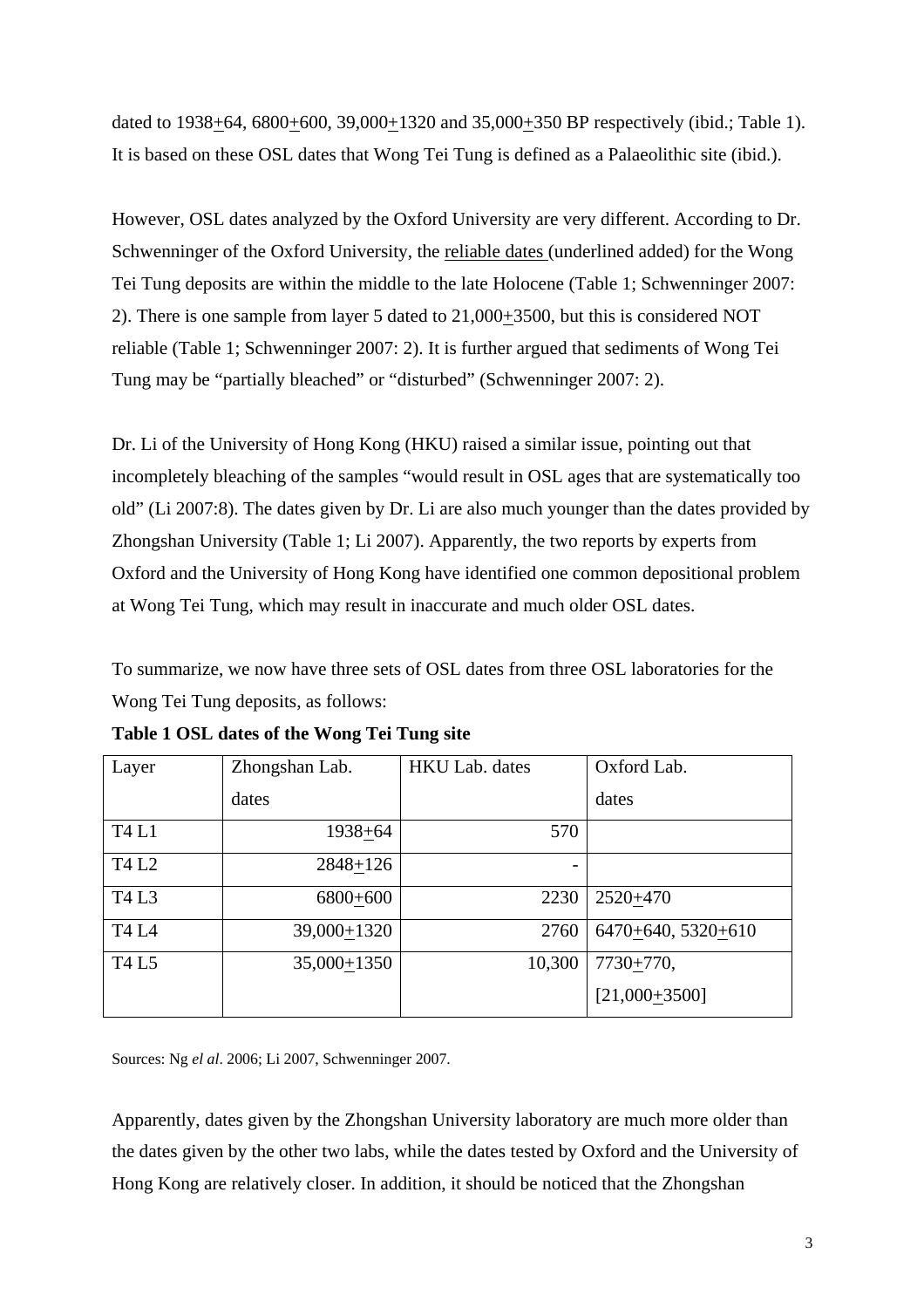dated to 1938±64, 6800±600, 39,000±1320 and 35,000±350 BP respectively (ibid.; Table 1). It is based on these OSL dates that Wong Tei Tung is defined as a Palaeolithic site (ibid.).

However, OSL dates analyzed by the Oxford University are very different. According to Dr. Schwenninger of the Oxford University, the <u>reliable dates</u> (underlined added) for the Wong Tei Tung deposits are within the middle to the late Holocene (Table 1; Schwenninger 2007: 2). There is one sample from layer 5 dated to 21,000±3500, but this is considered NOT reliable (Table 1; Schwenninger 2007: 2). It is further argued that sediments of Wong Tei Tung may be "partially bleached" or "disturbed" (Schwenninger 2007: 2).

Dr. Li of the University of Hong Kong (HKU) raised a similar issue, pointing out that incompletely bleaching of the samples "would result in OSL ages that are systematically too old" (Li 2007:8). The dates given by Dr. Li are also much younger than the dates provided by Zhongshan University (Table 1; Li 2007). Apparently, the two reports by experts from Oxford and the University of Hong Kong have identified one common depositional problem at Wong Tei Tung, which may result in inaccurate and much older OSL dates.

To summarize, we now have three sets of OSL dates from three OSL laboratories for the Wong Tei Tung deposits, as follows:

**Table 1 OSL dates of the Wong Tei Tung site**

| Layer | Zhongshan Lab. dates | HKU Lab. dates | Oxford Lab. dates |
|---|---|---|---|
| T4 L1 | 1938±64 | 570 | |
| T4 L2 | 2848±126 | - | |
| T4 L3 | 6800±600 | 2230 | 2520±470 |
| T4 L4 | 39,000±1320 | 2760 | 6470±640, 5320±610 |
| T4 L5 | 35,000±1350 | 10,300 | 7730±770, [21,000±3500] |

Sources: Ng *el al*. 2006; Li 2007, Schwenninger 2007.

Apparently, dates given by the Zhongshan University laboratory are much more older than the dates given by the other two labs, while the dates tested by Oxford and the University of Hong Kong are relatively closer. In addition, it should be noticed that the Zhongshan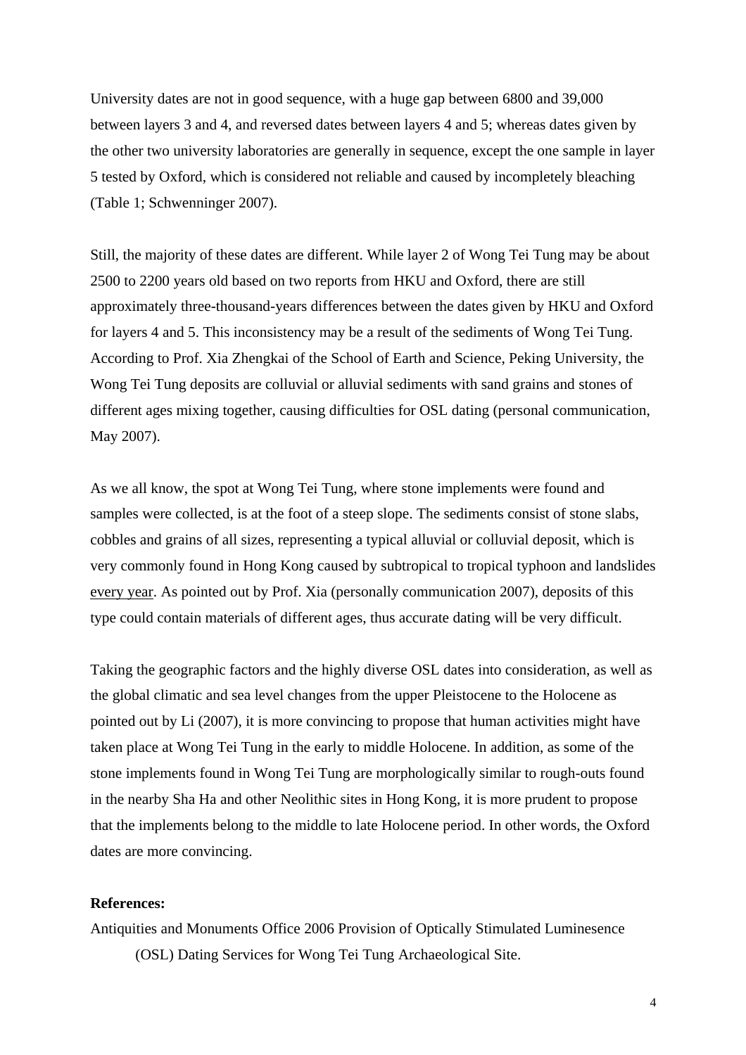University dates are not in good sequence, with a huge gap between 6800 and 39,000 between layers 3 and 4, and reversed dates between layers 4 and 5; whereas dates given by the other two university laboratories are generally in sequence, except the one sample in layer 5 tested by Oxford, which is considered not reliable and caused by incompletely bleaching (Table 1; Schwenninger 2007).

Still, the majority of these dates are different. While layer 2 of Wong Tei Tung may be about 2500 to 2200 years old based on two reports from HKU and Oxford, there are still approximately three-thousand-years differences between the dates given by HKU and Oxford for layers 4 and 5. This inconsistency may be a result of the sediments of Wong Tei Tung. According to Prof. Xia Zhengkai of the School of Earth and Science, Peking University, the Wong Tei Tung deposits are colluvial or alluvial sediments with sand grains and stones of different ages mixing together, causing difficulties for OSL dating (personal communication, May 2007).

As we all know, the spot at Wong Tei Tung, where stone implements were found and samples were collected, is at the foot of a steep slope. The sediments consist of stone slabs, cobbles and grains of all sizes, representing a typical alluvial or colluvial deposit, which is very commonly found in Hong Kong caused by subtropical to tropical typhoon and landslides <u>every year</u>. As pointed out by Prof. Xia (personally communication 2007), deposits of this type could contain materials of different ages, thus accurate dating will be very difficult.

Taking the geographic factors and the highly diverse OSL dates into consideration, as well as the global climatic and sea level changes from the upper Pleistocene to the Holocene as pointed out by Li (2007), it is more convincing to propose that human activities might have taken place at Wong Tei Tung in the early to middle Holocene. In addition, as some of the stone implements found in Wong Tei Tung are morphologically similar to rough-outs found in the nearby Sha Ha and other Neolithic sites in Hong Kong, it is more prudent to propose that the implements belong to the middle to late Holocene period. In other words, the Oxford dates are more convincing.

**References:**

Antiquities and Monuments Office 2006 Provision of Optically Stimulated Luminesence (OSL) Dating Services for Wong Tei Tung Archaeological Site.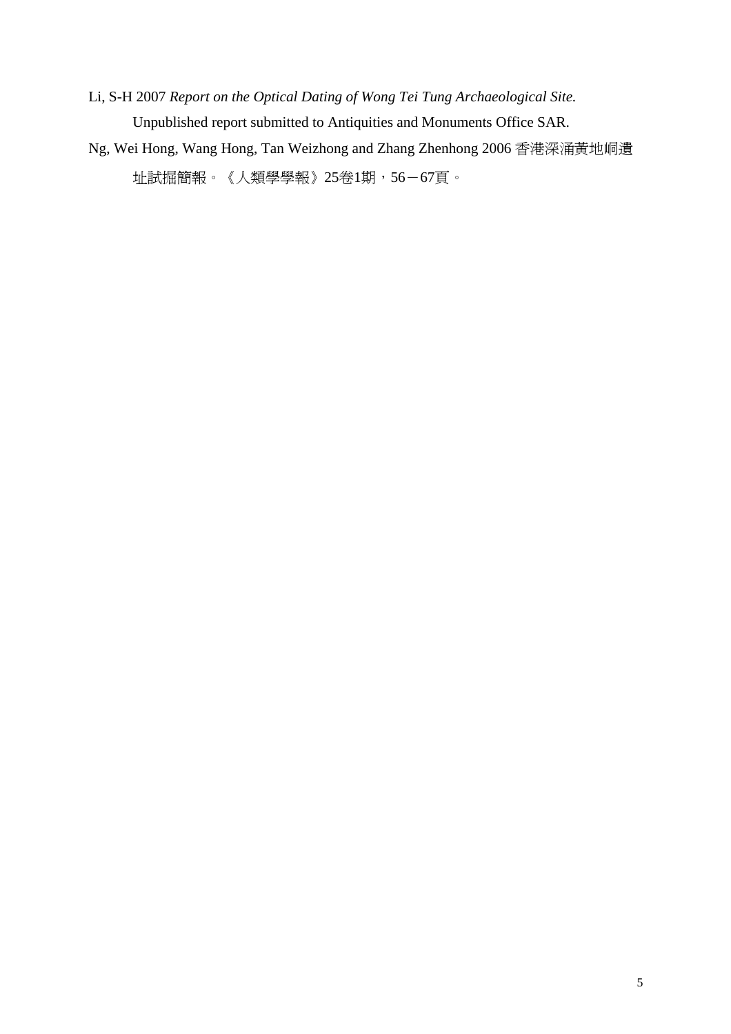Li, S-H 2007 *Report on the Optical Dating of Wong Tei Tung Archaeological Site.* Unpublished report submitted to Antiquities and Monuments Office SAR.

Ng, Wei Hong, Wang Hong, Tan Weizhong and Zhang Zhenhong 2006 香港深涌黃地峒遺址試掘簡報。《人類學學報》25卷1期，56－67頁。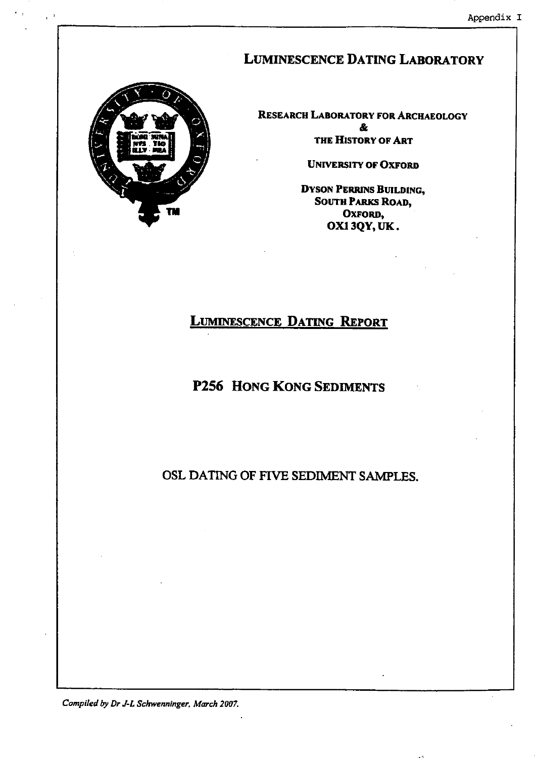Appendix I

# LUMINESCENCE DATING LABORATORY

**RESEARCH LABORATORY FOR ARCHAEOLOGY**
**&**
**THE HISTORY OF ART**

**UNIVERSITY OF OXFORD**

**DYSON PERRINS BUILDING,**
**SOUTH PARKS ROAD,**
**OXFORD,**
**OX1 3QY, UK.**

## LUMINESCENCE DATING REPORT

## P256 HONG KONG SEDIMENTS

## OSL DATING OF FIVE SEDIMENT SAMPLES.

*Compiled by Dr J-L Schwenninger, March 2007.*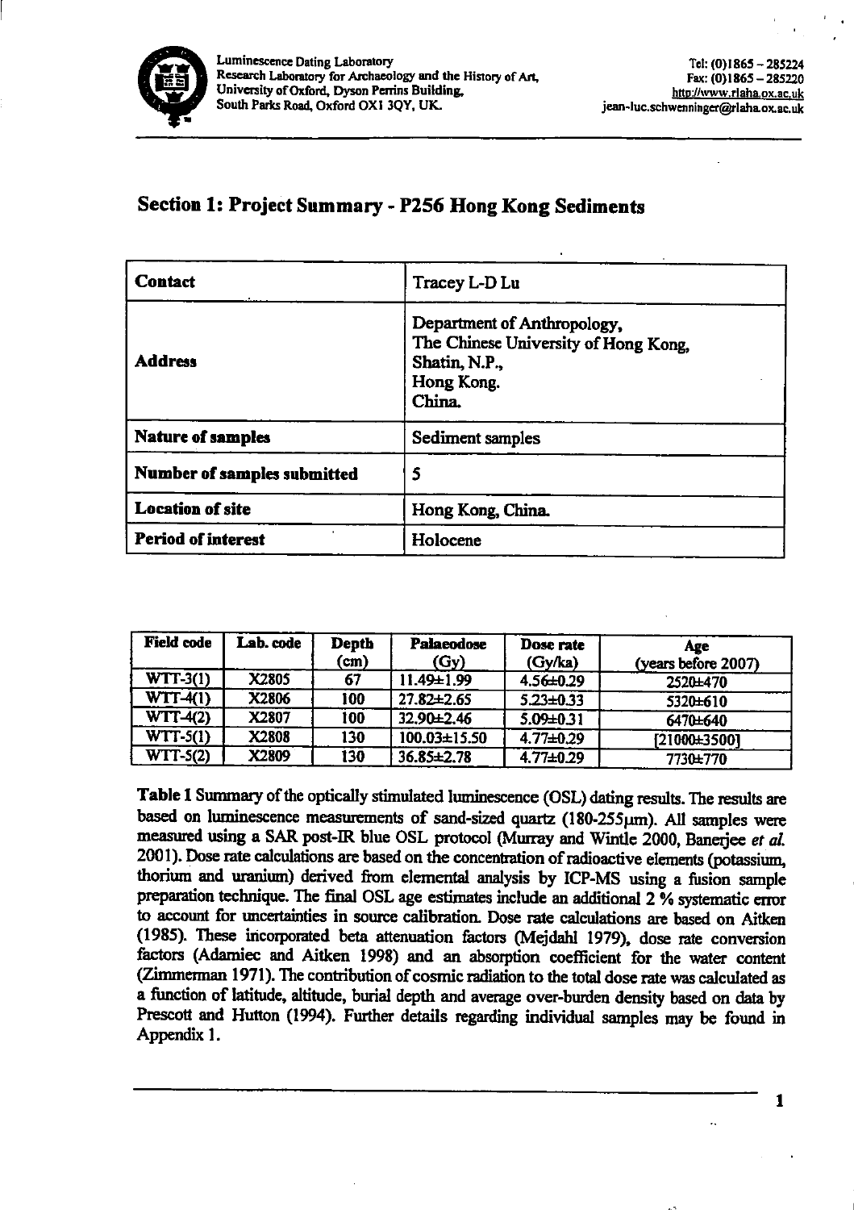Luminescence Dating Laboratory
Research Laboratory for Archaeology and the History of Art,
University of Oxford, Dyson Perrins Building,
South Parks Road, Oxford OX1 3QY, UK.

Tel: (0)1865 – 285224
Fax: (0)1865 – 285220
http://www.rlaha.ox.ac.uk
jean-luc.schwenninger@rlaha.ox.ac.uk

## Section 1: Project Summary - P256 Hong Kong Sediments

| **Contact** | Tracey L-D Lu |
|---|---|
| **Address** | Department of Anthropology, The Chinese University of Hong Kong, Shatin, N.P., Hong Kong. China. |
| **Nature of samples** | Sediment samples |
| **Number of samples submitted** | 5 |
| **Location of site** | Hong Kong, China. |
| **Period of interest** | Holocene |

| **Field code** | **Lab. code** | **Depth (cm)** | **Palaeodose (Gy)** | **Dose rate (Gy/ka)** | **Age (years before 2007)** |
|---|---|---|---|---|---|
| WTT-3(1) | X2805 | 67 | 11.49±1.99 | 4.56±0.29 | 2520±470 |
| WTT-4(1) | X2806 | 100 | 27.82±2.65 | 5.23±0.33 | 5320±610 |
| WTT-4(2) | X2807 | 100 | 32.90±2.46 | 5.09±0.31 | 6470±640 |
| WTT-5(1) | X2808 | 130 | 100.03±15.50 | 4.77±0.29 | [21000±3500] |
| WTT-5(2) | X2809 | 130 | 36.85±2.78 | 4.77±0.29 | 7730±770 |

**Table 1** Summary of the optically stimulated luminescence (OSL) dating results. The results are based on luminescence measurements of sand-sized quartz (180-255μm). All samples were measured using a SAR post-IR blue OSL protocol (Murray and Wintle 2000, Banerjee *et al.* 2001). Dose rate calculations are based on the concentration of radioactive elements (potassium, thorium and uranium) derived from elemental analysis by ICP-MS using a fusion sample preparation technique. The final OSL age estimates include an additional 2 % systematic error to account for uncertainties in source calibration. Dose rate calculations are based on Aitken (1985). These incorporated beta attenuation factors (Mejdahl 1979), dose rate conversion factors (Adamiec and Aitken 1998) and an absorption coefficient for the water content (Zimmerman 1971). The contribution of cosmic radiation to the total dose rate was calculated as a function of latitude, altitude, burial depth and average over-burden density based on data by Prescott and Hutton (1994). Further details regarding individual samples may be found in Appendix 1.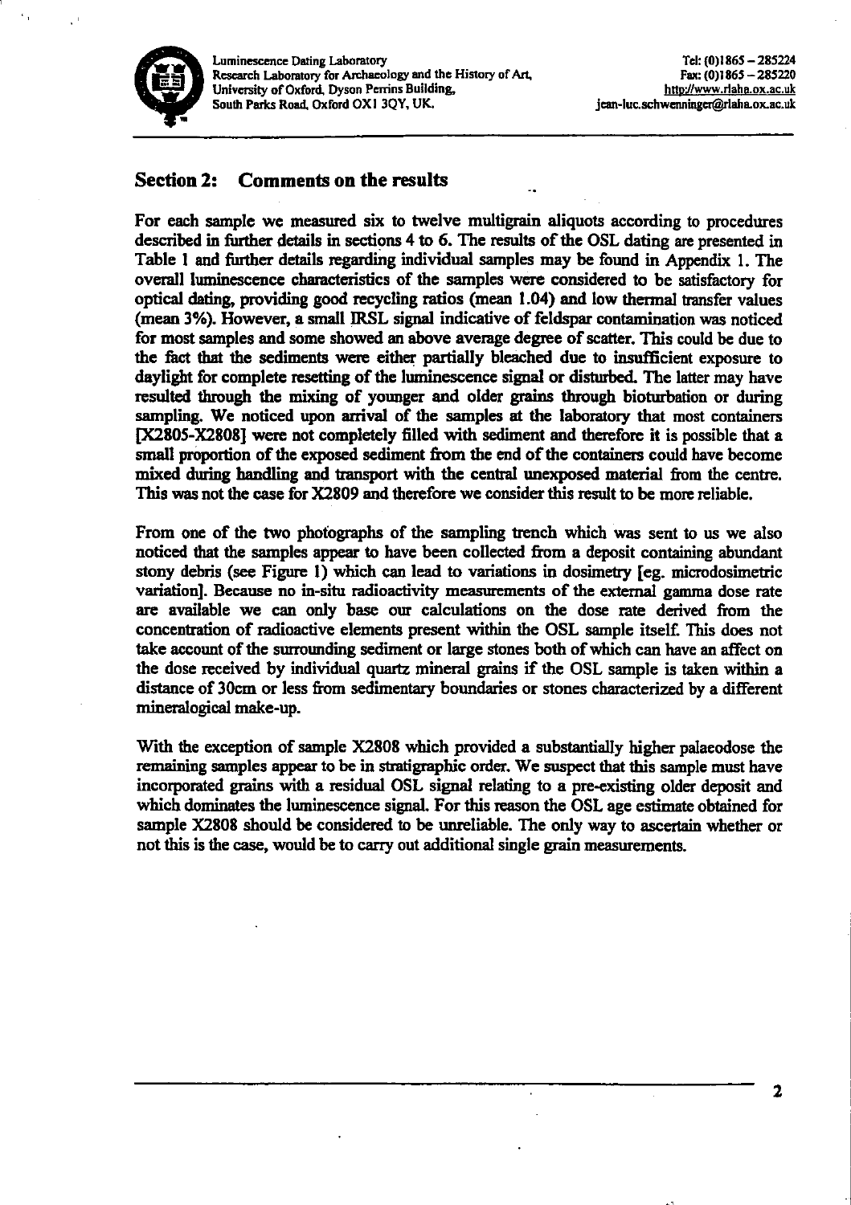## Section 2: Comments on the results

For each sample we measured six to twelve multigrain aliquots according to procedures described in further details in sections 4 to 6. The results of the OSL dating are presented in Table 1 and further details regarding individual samples may be found in Appendix 1. The overall luminescence characteristics of the samples were considered to be satisfactory for optical dating, providing good recycling ratios (mean 1.04) and low thermal transfer values (mean 3%). However, a small IRSL signal indicative of feldspar contamination was noticed for most samples and some showed an above average degree of scatter. This could be due to the fact that the sediments were either partially bleached due to insufficient exposure to daylight for complete resetting of the luminescence signal or disturbed. The latter may have resulted through the mixing of younger and older grains through bioturbation or during sampling. We noticed upon arrival of the samples at the laboratory that most containers [X2805-X2808] were not completely filled with sediment and therefore it is possible that a small proportion of the exposed sediment from the end of the containers could have become mixed during handling and transport with the central unexposed material from the centre. This was not the case for X2809 and therefore we consider this result to be more reliable.

From one of the two photographs of the sampling trench which was sent to us we also noticed that the samples appear to have been collected from a deposit containing abundant stony debris (see Figure 1) which can lead to variations in dosimetry [eg. microdosimetric variation]. Because no in-situ radioactivity measurements of the external gamma dose rate are available we can only base our calculations on the dose rate derived from the concentration of radioactive elements present within the OSL sample itself. This does not take account of the surrounding sediment or large stones both of which can have an affect on the dose received by individual quartz mineral grains if the OSL sample is taken within a distance of 30cm or less from sedimentary boundaries or stones characterized by a different mineralogical make-up.

With the exception of sample X2808 which provided a substantially higher palaeodose the remaining samples appear to be in stratigraphic order. We suspect that this sample must have incorporated grains with a residual OSL signal relating to a pre-existing older deposit and which dominates the luminescence signal. For this reason the OSL age estimate obtained for sample X2808 should be considered to be unreliable. The only way to ascertain whether or not this is the case, would be to carry out additional single grain measurements.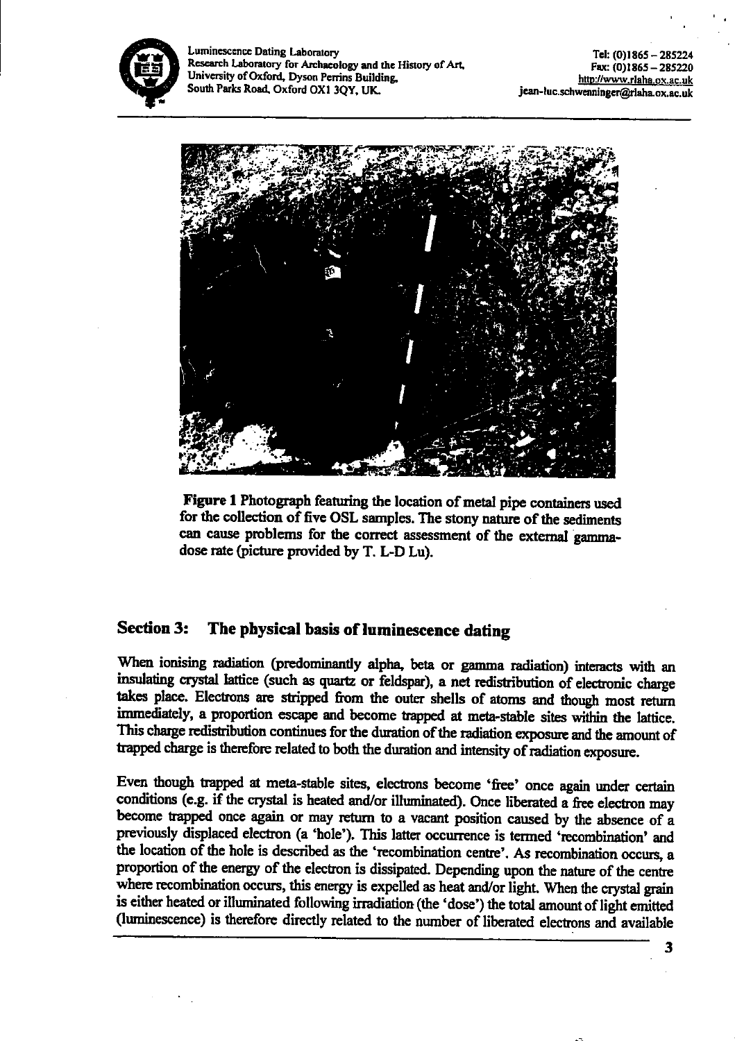**Figure 1** Photograph featuring the location of metal pipe containers used for the collection of five OSL samples. The stony nature of the sediments can cause problems for the correct assessment of the external gamma-dose rate (picture provided by T. L-D Lu).

## Section 3: The physical basis of luminescence dating

When ionising radiation (predominantly alpha, beta or gamma radiation) interacts with an insulating crystal lattice (such as quartz or feldspar), a net redistribution of electronic charge takes place. Electrons are stripped from the outer shells of atoms and though most return immediately, a proportion escape and become trapped at meta-stable sites within the lattice. This charge redistribution continues for the duration of the radiation exposure and the amount of trapped charge is therefore related to both the duration and intensity of radiation exposure.

Even though trapped at meta-stable sites, electrons become 'free' once again under certain conditions (e.g. if the crystal is heated and/or illuminated). Once liberated a free electron may become trapped once again or may return to a vacant position caused by the absence of a previously displaced electron (a 'hole'). This latter occurrence is termed 'recombination' and the location of the hole is described as the 'recombination centre'. As recombination occurs, a proportion of the energy of the electron is dissipated. Depending upon the nature of the centre where recombination occurs, this energy is expelled as heat and/or light. When the crystal grain is either heated or illuminated following irradiation (the 'dose') the total amount of light emitted (luminescence) is therefore directly related to the number of liberated electrons and available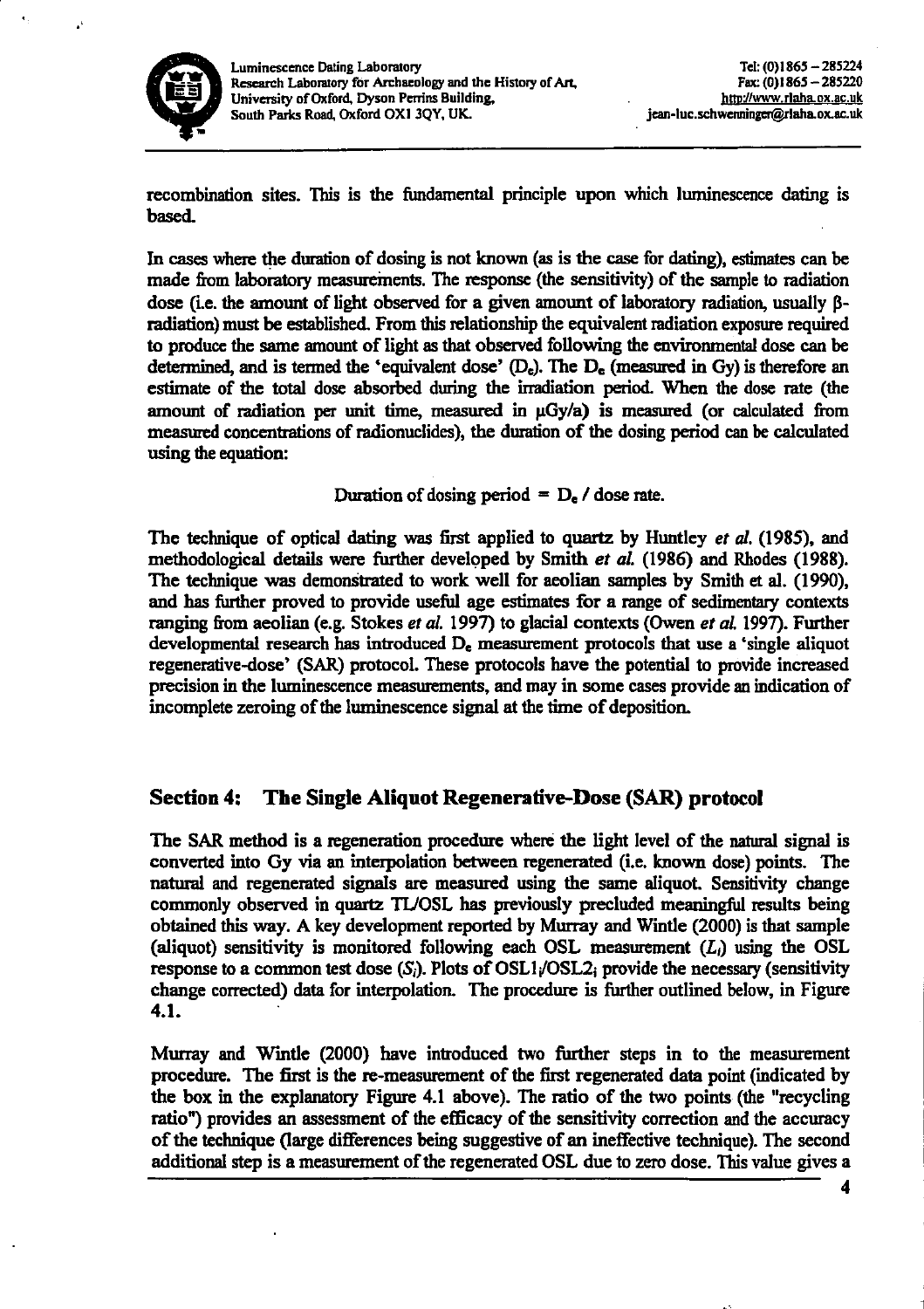recombination sites. This is the fundamental principle upon which luminescence dating is based.

In cases where the duration of dosing is not known (as is the case for dating), estimates can be made from laboratory measurements. The response (the sensitivity) of the sample to radiation dose (i.e. the amount of light observed for a given amount of laboratory radiation, usually β-radiation) must be established. From this relationship the equivalent radiation exposure required to produce the same amount of light as that observed following the environmental dose can be determined, and is termed the 'equivalent dose' ($D_e$). The $D_e$ (measured in Gy) is therefore an estimate of the total dose absorbed during the irradiation period. When the dose rate (the amount of radiation per unit time, measured in μGy/a) is measured (or calculated from measured concentrations of radionuclides), the duration of the dosing period can be calculated using the equation:

$$\text{Duration of dosing period} = D_e / \text{dose rate.}$$

The technique of optical dating was first applied to quartz by Huntley *et al.* (1985), and methodological details were further developed by Smith *et al.* (1986) and Rhodes (1988). The technique was demonstrated to work well for aeolian samples by Smith et al. (1990), and has further proved to provide useful age estimates for a range of sedimentary contexts ranging from aeolian (e.g. Stokes *et al.* 1997) to glacial contexts (Owen *et al.* 1997). Further developmental research has introduced $D_e$ measurement protocols that use a 'single aliquot regenerative-dose' (SAR) protocol. These protocols have the potential to provide increased precision in the luminescence measurements, and may in some cases provide an indication of incomplete zeroing of the luminescence signal at the time of deposition.

## Section 4: The Single Aliquot Regenerative-Dose (SAR) protocol

The SAR method is a regeneration procedure where the light level of the natural signal is converted into Gy via an interpolation between regenerated (i.e. known dose) points. The natural and regenerated signals are measured using the same aliquot. Sensitivity change commonly observed in quartz TL/OSL has previously precluded meaningful results being obtained this way. A key development reported by Murray and Wintle (2000) is that sample (aliquot) sensitivity is monitored following each OSL measurement ($L_i$) using the OSL response to a common test dose ($S_i$). Plots of $OSL1_i/OSL2_i$ provide the necessary (sensitivity change corrected) data for interpolation. The procedure is further outlined below, in Figure 4.1.

Murray and Wintle (2000) have introduced two further steps in to the measurement procedure. The first is the re-measurement of the first regenerated data point (indicated by the box in the explanatory Figure 4.1 above). The ratio of the two points (the "recycling ratio") provides an assessment of the efficacy of the sensitivity correction and the accuracy of the technique (large differences being suggestive of an ineffective technique). The second additional step is a measurement of the regenerated OSL due to zero dose. This value gives a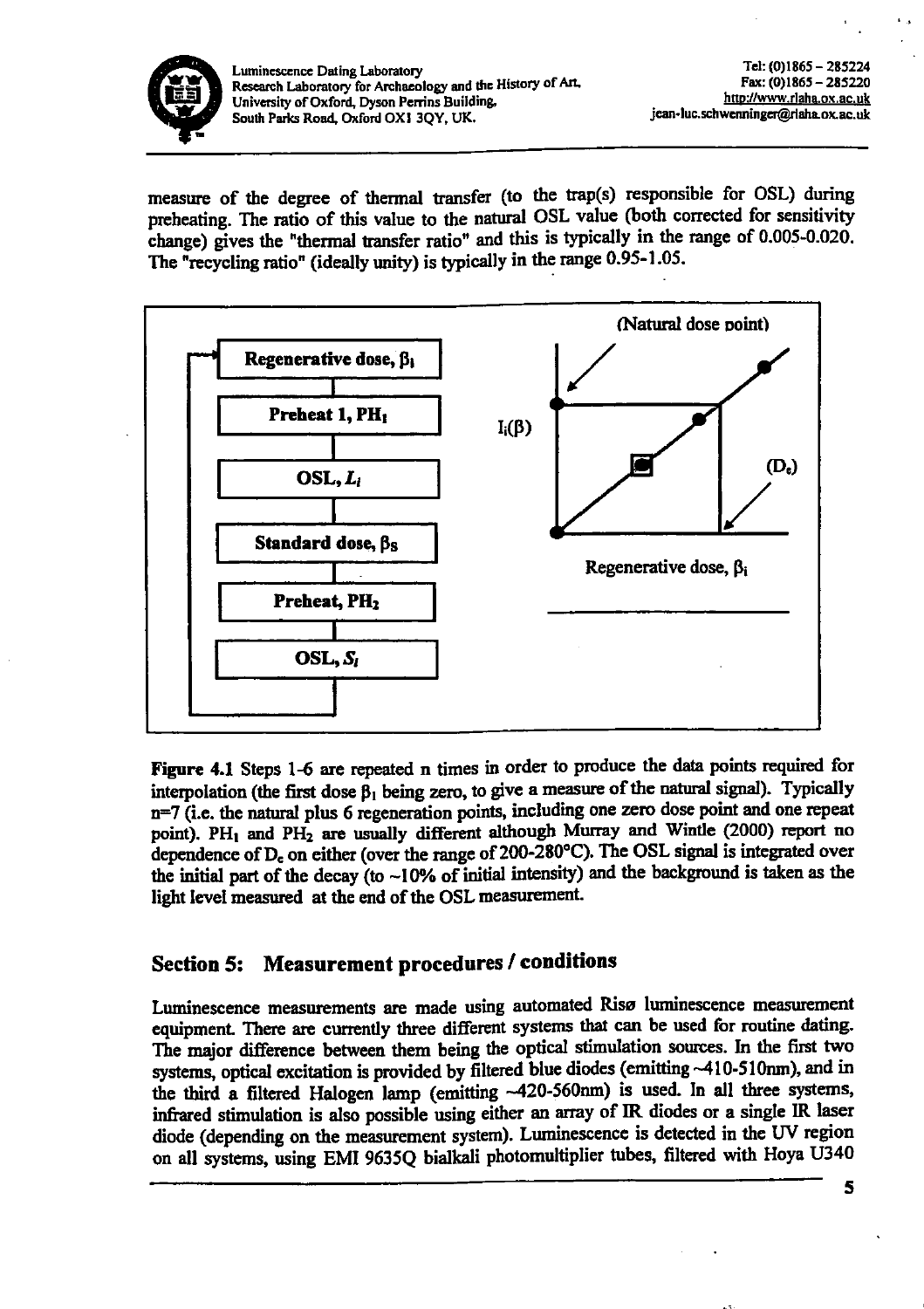measure of the degree of thermal transfer (to the trap(s) responsible for OSL) during preheating. The ratio of this value to the natural OSL value (both corrected for sensitivity change) gives the "thermal transfer ratio" and this is typically in the range of 0.005-0.020. The "recycling ratio" (ideally unity) is typically in the range 0.95-1.05.

**Figure 4.1** Steps 1-6 are repeated n times in order to produce the data points required for interpolation (the first dose $\beta_1$ being zero, to give a measure of the natural signal). Typically n=7 (i.e. the natural plus 6 regeneration points, including one zero dose point and one repeat point). $PH_1$ and $PH_2$ are usually different although Murray and Wintle (2000) report no dependence of $D_e$ on either (over the range of 200-280°C). The OSL signal is integrated over the initial part of the decay (to ~10% of initial intensity) and the background is taken as the light level measured at the end of the OSL measurement.

## Section 5: Measurement procedures / conditions

Luminescence measurements are made using automated Risø luminescence measurement equipment. There are currently three different systems that can be used for routine dating. The major difference between them being the optical stimulation sources. In the first two systems, optical excitation is provided by filtered blue diodes (emitting ~410-510nm), and in the third a filtered Halogen lamp (emitting ~420-560nm) is used. In all three systems, infrared stimulation is also possible using either an array of IR diodes or a single IR laser diode (depending on the measurement system). Luminescence is detected in the UV region on all systems, using EMI 9635Q bialkali photomultiplier tubes, filtered with Hoya U340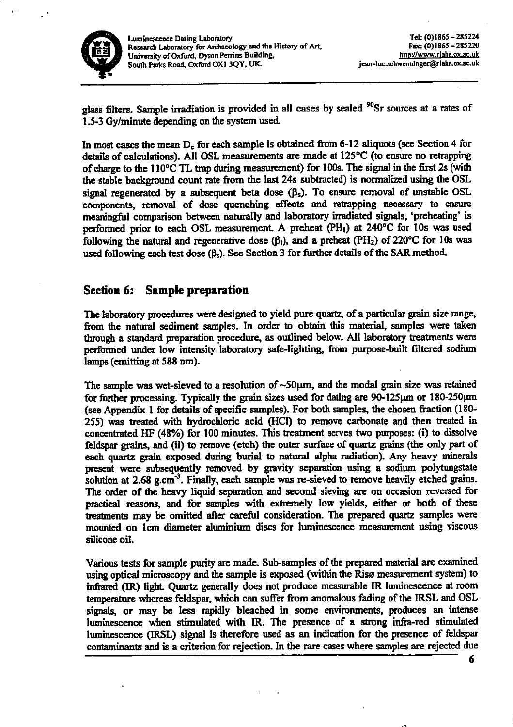glass filters. Sample irradiation is provided in all cases by sealed $^{90}$Sr sources at a rates of 1.5-3 Gy/minute depending on the system used.

In most cases the mean $D_e$ for each sample is obtained from 6-12 aliquots (see Section 4 for details of calculations). All OSL measurements are made at 125°C (to ensure no retrapping of charge to the 110°C TL trap during measurement) for 100s. The signal in the first 2s (with the stable background count rate from the last 24s subtracted) is normalized using the OSL signal regenerated by a subsequent beta dose ($\beta_s$). To ensure removal of unstable OSL components, removal of dose quenching effects and retrapping necessary to ensure meaningful comparison between naturally and laboratory irradiated signals, 'preheating' is performed prior to each OSL measurement. A preheat ($PH_1$) at 240°C for 10s was used following the natural and regenerative dose ($\beta_i$), and a preheat ($PH_2$) of 220°C for 10s was used following each test dose ($\beta_s$). See Section 3 for further details of the SAR method.

## Section 6: Sample preparation

The laboratory procedures were designed to yield pure quartz, of a particular grain size range, from the natural sediment samples. In order to obtain this material, samples were taken through a standard preparation procedure, as outlined below. All laboratory treatments were performed under low intensity laboratory safe-lighting, from purpose-built filtered sodium lamps (emitting at 588 nm).

The sample was wet-sieved to a resolution of ~50µm, and the modal grain size was retained for further processing. Typically the grain sizes used for dating are 90-125µm or 180-250µm (see Appendix 1 for details of specific samples). For both samples, the chosen fraction (180-255) was treated with hydrochloric acid (HCl) to remove carbonate and then treated in concentrated HF (48%) for 100 minutes. This treatment serves two purposes: (i) to dissolve feldspar grains, and (ii) to remove (etch) the outer surface of quartz grains (the only part of each quartz grain exposed during burial to natural alpha radiation). Any heavy minerals present were subsequently removed by gravity separation using a sodium polytungstate solution at 2.68 g.cm$^{-3}$. Finally, each sample was re-sieved to remove heavily etched grains. The order of the heavy liquid separation and second sieving are on occasion reversed for practical reasons, and for samples with extremely low yields, either or both of these treatments may be omitted after careful consideration. The prepared quartz samples were mounted on 1cm diameter aluminium discs for luminescence measurement using viscous silicone oil.

Various tests for sample purity are made. Sub-samples of the prepared material are examined using optical microscopy and the sample is exposed (within the Risø measurement system) to infrared (IR) light. Quartz generally does not produce measurable IR luminescence at room temperature whereas feldspar, which can suffer from anomalous fading of the IRSL and OSL signals, or may be less rapidly bleached in some environments, produces an intense luminescence when stimulated with IR. The presence of a strong infra-red stimulated luminescence (IRSL) signal is therefore used as an indication for the presence of feldspar contaminants and is a criterion for rejection. In the rare cases where samples are rejected due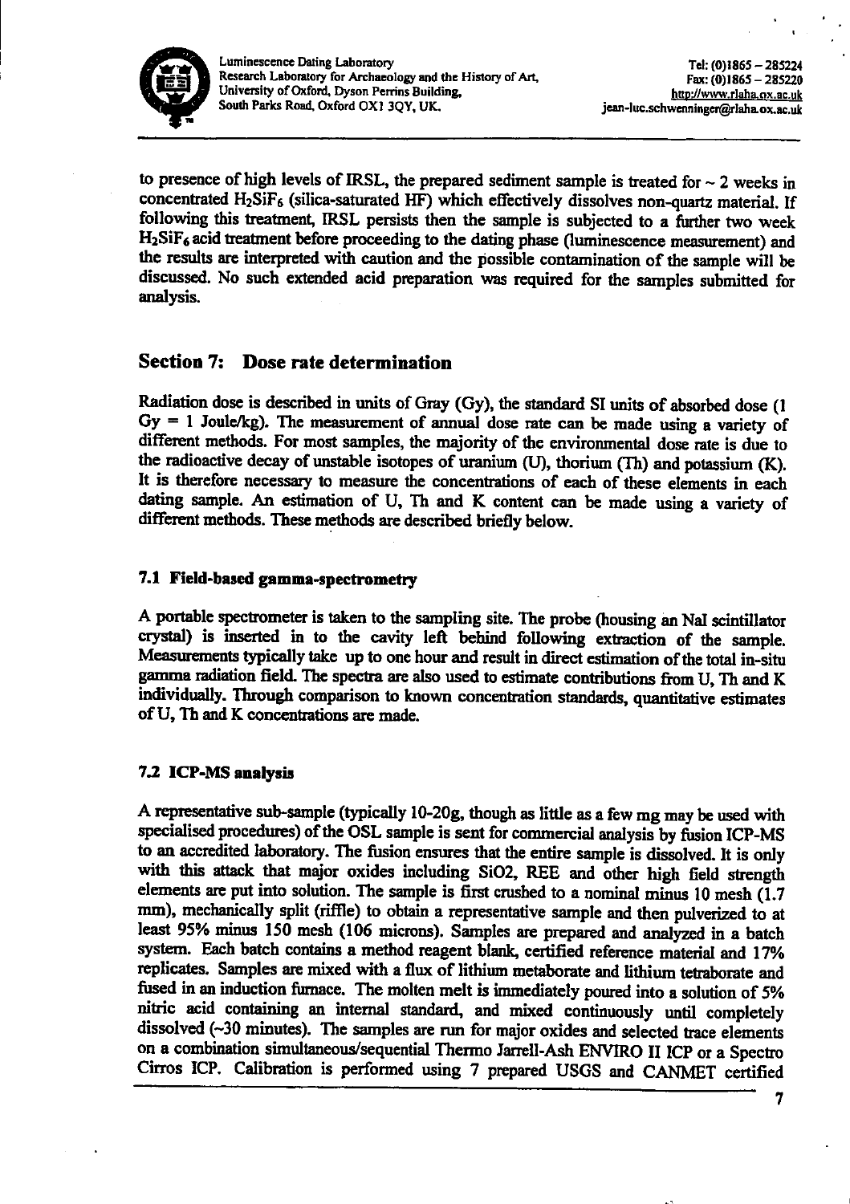to presence of high levels of IRSL, the prepared sediment sample is treated for ~ 2 weeks in concentrated $H_2SiF_6$ (silica-saturated HF) which effectively dissolves non-quartz material. If following this treatment, IRSL persists then the sample is subjected to a further two week $H_2SiF_6$ acid treatment before proceeding to the dating phase (luminescence measurement) and the results are interpreted with caution and the possible contamination of the sample will be discussed. No such extended acid preparation was required for the samples submitted for analysis.

## Section 7: Dose rate determination

Radiation dose is described in units of Gray (Gy), the standard SI units of absorbed dose (1 Gy = 1 Joule/kg). The measurement of annual dose rate can be made using a variety of different methods. For most samples, the majority of the environmental dose rate is due to the radioactive decay of unstable isotopes of uranium (U), thorium (Th) and potassium (K). It is therefore necessary to measure the concentrations of each of these elements in each dating sample. An estimation of U, Th and K content can be made using a variety of different methods. These methods are described briefly below.

### 7.1 Field-based gamma-spectrometry

A portable spectrometer is taken to the sampling site. The probe (housing an NaI scintillator crystal) is inserted in to the cavity left behind following extraction of the sample. Measurements typically take up to one hour and result in direct estimation of the total in-situ gamma radiation field. The spectra are also used to estimate contributions from U, Th and K individually. Through comparison to known concentration standards, quantitative estimates of U, Th and K concentrations are made.

### 7.2 ICP-MS analysis

A representative sub-sample (typically 10-20g, though as little as a few mg may be used with specialised procedures) of the OSL sample is sent for commercial analysis by fusion ICP-MS to an accredited laboratory. The fusion ensures that the entire sample is dissolved. It is only with this attack that major oxides including SiO2, REE and other high field strength elements are put into solution. The sample is first crushed to a nominal minus 10 mesh (1.7 mm), mechanically split (riffle) to obtain a representative sample and then pulverized to at least 95% minus 150 mesh (106 microns). Samples are prepared and analyzed in a batch system. Each batch contains a method reagent blank, certified reference material and 17% replicates. Samples are mixed with a flux of lithium metaborate and lithium tetraborate and fused in an induction furnace. The molten melt is immediately poured into a solution of 5% nitric acid containing an internal standard, and mixed continuously until completely dissolved (~30 minutes). The samples are run for major oxides and selected trace elements on a combination simultaneous/sequential Thermo Jarrell-Ash ENVIRO II ICP or a Spectro Cirros ICP. Calibration is performed using 7 prepared USGS and CANMET certified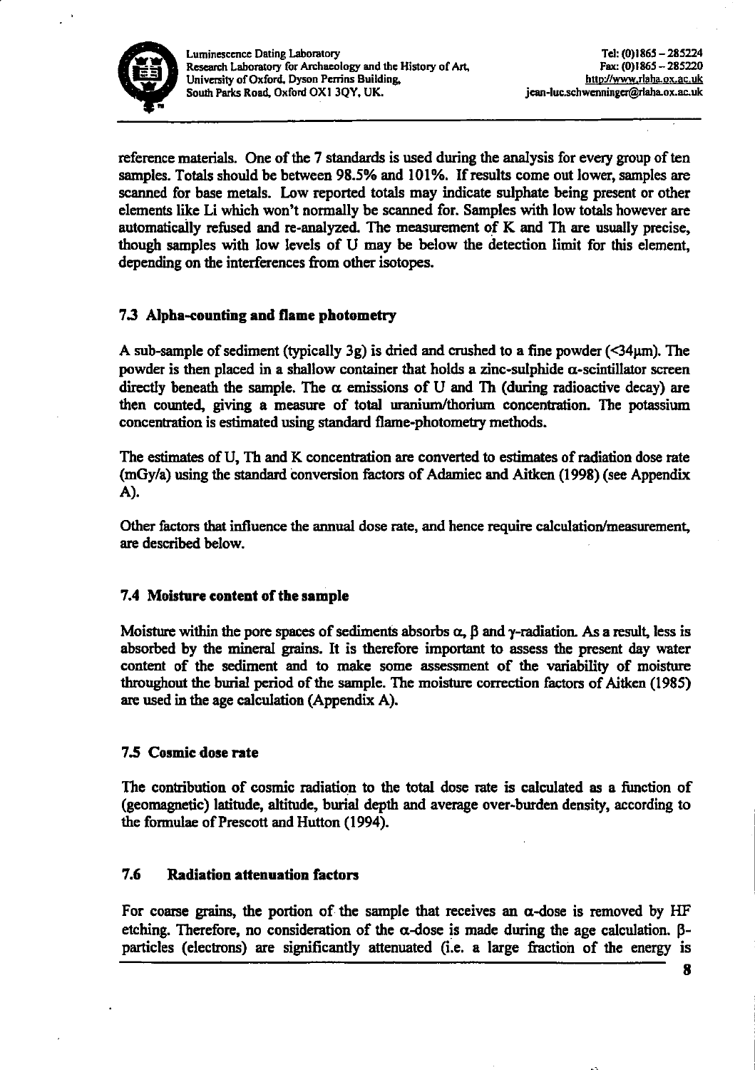reference materials. One of the 7 standards is used during the analysis for every group of ten samples. Totals should be between 98.5% and 101%. If results come out lower, samples are scanned for base metals. Low reported totals may indicate sulphate being present or other elements like Li which won't normally be scanned for. Samples with low totals however are automatically refused and re-analyzed. The measurement of K and Th are usually precise, though samples with low levels of U may be below the detection limit for this element, depending on the interferences from other isotopes.

### 7.3 Alpha-counting and flame photometry

A sub-sample of sediment (typically 3g) is dried and crushed to a fine powder (<34μm). The powder is then placed in a shallow container that holds a zinc-sulphide α-scintillator screen directly beneath the sample. The α emissions of U and Th (during radioactive decay) are then counted, giving a measure of total uranium/thorium concentration. The potassium concentration is estimated using standard flame-photometry methods.

The estimates of U, Th and K concentration are converted to estimates of radiation dose rate (mGy/a) using the standard conversion factors of Adamiec and Aitken (1998) (see Appendix A).

Other factors that influence the annual dose rate, and hence require calculation/measurement, are described below.

### 7.4 Moisture content of the sample

Moisture within the pore spaces of sediments absorbs α, β and γ-radiation. As a result, less is absorbed by the mineral grains. It is therefore important to assess the present day water content of the sediment and to make some assessment of the variability of moisture throughout the burial period of the sample. The moisture correction factors of Aitken (1985) are used in the age calculation (Appendix A).

### 7.5 Cosmic dose rate

The contribution of cosmic radiation to the total dose rate is calculated as a function of (geomagnetic) latitude, altitude, burial depth and average over-burden density, according to the formulae of Prescott and Hutton (1994).

### 7.6 Radiation attenuation factors

For coarse grains, the portion of the sample that receives an α-dose is removed by HF etching. Therefore, no consideration of the α-dose is made during the age calculation. β-particles (electrons) are significantly attenuated (i.e. a large fraction of the energy is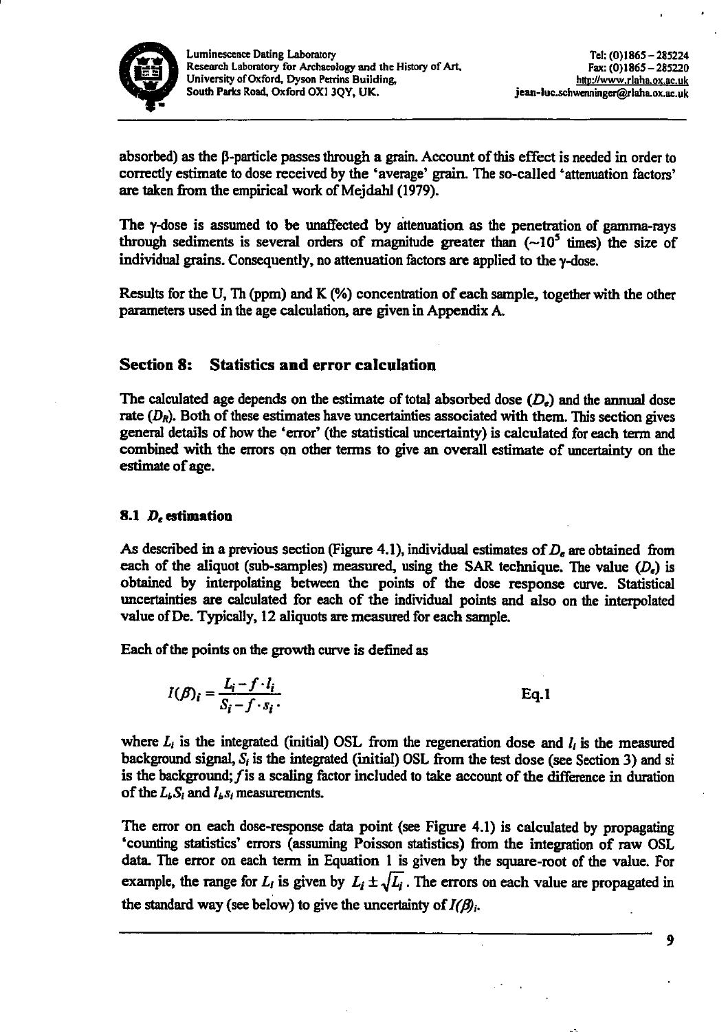absorbed) as the β-particle passes through a grain. Account of this effect is needed in order to correctly estimate to dose received by the 'average' grain. The so-called 'attenuation factors' are taken from the empirical work of Mejdahl (1979).

The γ-dose is assumed to be unaffected by attenuation as the penetration of gamma-rays through sediments is several orders of magnitude greater than ($\sim 10^5$ times) the size of individual grains. Consequently, no attenuation factors are applied to the γ-dose.

Results for the U, Th (ppm) and K (%) concentration of each sample, together with the other parameters used in the age calculation, are given in Appendix A.

## Section 8: Statistics and error calculation

The calculated age depends on the estimate of total absorbed dose ($D_e$) and the annual dose rate ($D_R$). Both of these estimates have uncertainties associated with them. This section gives general details of how the 'error' (the statistical uncertainty) is calculated for each term and combined with the errors on other terms to give an overall estimate of uncertainty on the estimate of age.

### 8.1 $D_e$ estimation

As described in a previous section (Figure 4.1), individual estimates of $D_e$ are obtained from each of the aliquot (sub-samples) measured, using the SAR technique. The value ($D_e$) is obtained by interpolating between the points of the dose response curve. Statistical uncertainties are calculated for each of the individual points and also on the interpolated value of De. Typically, 12 aliquots are measured for each sample.

Each of the points on the growth curve is defined as

$$I(\beta)_i = \frac{L_i - f \cdot l_i}{S_i - f \cdot s_i} \qquad \textbf{Eq.1}$$

where $L_i$ is the integrated (initial) OSL from the regeneration dose and $l_i$ is the measured background signal, $S_i$ is the integrated (initial) OSL from the test dose (see Section 3) and si is the background; $f$ is a scaling factor included to take account of the difference in duration of the $L_i, S_i$ and $l_i, s_i$ measurements.

The error on each dose-response data point (see Figure 4.1) is calculated by propagating 'counting statistics' errors (assuming Poisson statistics) from the integration of raw OSL data. The error on each term in Equation 1 is given by the square-root of the value. For example, the range for $L_i$ is given by $L_i \pm \sqrt{L_i}$. The errors on each value are propagated in the standard way (see below) to give the uncertainty of $I(\beta)_i$.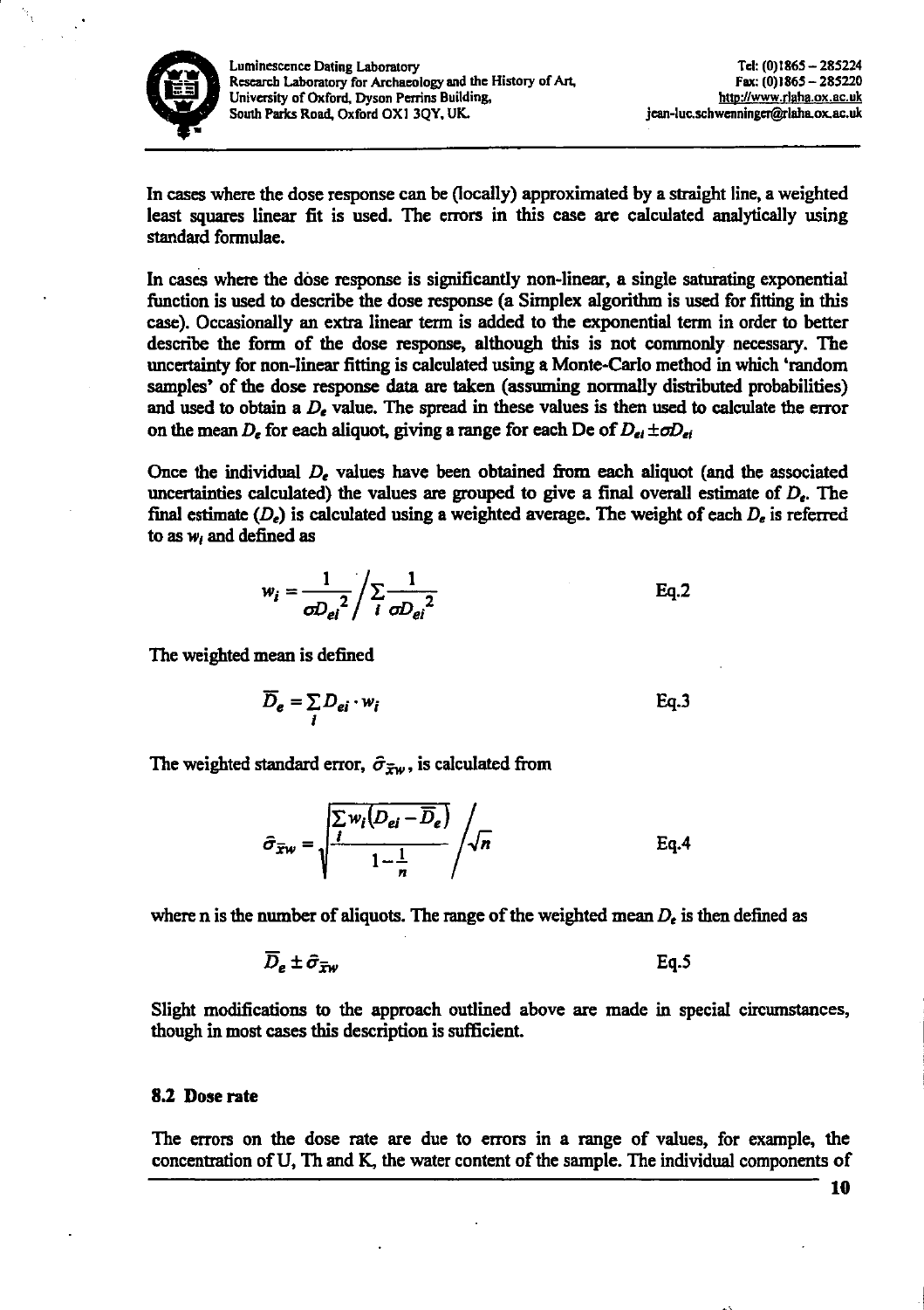In cases where the dose response can be (locally) approximated by a straight line, a weighted least squares linear fit is used. The errors in this case are calculated analytically using standard formulae.

In cases where the dose response is significantly non-linear, a single saturating exponential function is used to describe the dose response (a Simplex algorithm is used for fitting in this case). Occasionally an extra linear term is added to the exponential term in order to better describe the form of the dose response, although this is not commonly necessary. The uncertainty for non-linear fitting is calculated using a Monte-Carlo method in which 'random samples' of the dose response data are taken (assuming normally distributed probabilities) and used to obtain a $D_e$ value. The spread in these values is then used to calculate the error on the mean $D_e$ for each aliquot, giving a range for each De of $D_{ei} \pm \sigma D_{ei}$

Once the individual $D_e$ values have been obtained from each aliquot (and the associated uncertainties calculated) the values are grouped to give a final overall estimate of $D_e$. The final estimate ($D_e$) is calculated using a weighted average. The weight of each $D_e$ is referred to as $w_i$ and defined as

$$w_i = \frac{1}{\sigma D_{ei}^2} \bigg/ \sum_i \frac{1}{\sigma D_{ei}^2} \qquad \text{Eq.2}$$

The weighted mean is defined

$$\overline{D}_e = \sum_i D_{ei} \cdot w_i \qquad \text{Eq.3}$$

The weighted standard error, $\hat{\sigma}_{\bar{x}w}$, is calculated from

$$\hat{\sigma}_{\bar{x}w} = \sqrt{\frac{\sum_i w_i \left(D_{ei} - \overline{D}_e\right)}{1 - \frac{1}{n}}} \bigg/ \sqrt{n} \qquad \text{Eq.4}$$

where n is the number of aliquots. The range of the weighted mean $D_e$ is then defined as

$$\overline{D}_e \pm \hat{\sigma}_{\bar{x}w} \qquad \text{Eq.5}$$

Slight modifications to the approach outlined above are made in special circumstances, though in most cases this description is sufficient.

### 8.2 Dose rate

The errors on the dose rate are due to errors in a range of values, for example, the concentration of U, Th and K, the water content of the sample. The individual components of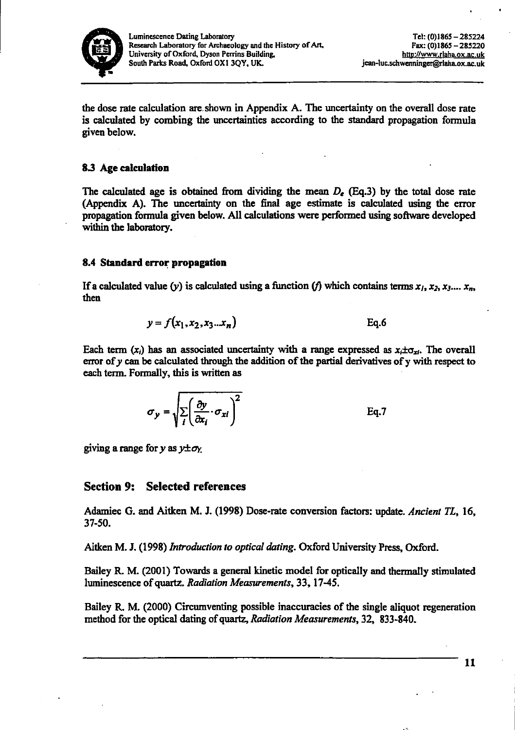the dose rate calculation are shown in Appendix A. The uncertainty on the overall dose rate is calculated by combing the uncertainties according to the standard propagation formula given below.

### 8.3 Age calculation

The calculated age is obtained from dividing the mean $D_e$ (Eq.3) by the total dose rate (Appendix A). The uncertainty on the final age estimate is calculated using the error propagation formula given below. All calculations were performed using software developed within the laboratory.

### 8.4 Standard error propagation

If a calculated value ($y$) is calculated using a function ($f$) which contains terms $x_1, x_2, x_3.... x_n$, then

$$y = f(x_1, x_2, x_3...x_n) \qquad \text{Eq.6}$$

Each term ($x_i$) has an associated uncertainty with a range expressed as $x_i \pm \sigma_{xi}$. The overall error of $y$ can be calculated through the addition of the partial derivatives of y with respect to each term. Formally, this is written as

$$\sigma_y = \sqrt{\sum_i \left( \frac{\partial y}{\partial x_i} \cdot \sigma_{xi} \right)^2} \qquad \text{Eq.7}$$

giving a range for $y$ as $y \pm \sigma_Y$.

## Section 9: Selected references

Adamiec G. and Aitken M. J. (1998) Dose-rate conversion factors: update. *Ancient TL*, 16, 37-50.

Aitken M. J. (1998) *Introduction to optical dating*. Oxford University Press, Oxford.

Bailey R. M. (2001) Towards a general kinetic model for optically and thermally stimulated luminescence of quartz. *Radiation Measurements*, 33, 17-45.

Bailey R. M. (2000) Circumventing possible inaccuracies of the single aliquot regeneration method for the optical dating of quartz, *Radiation Measurements*, 32, 833-840.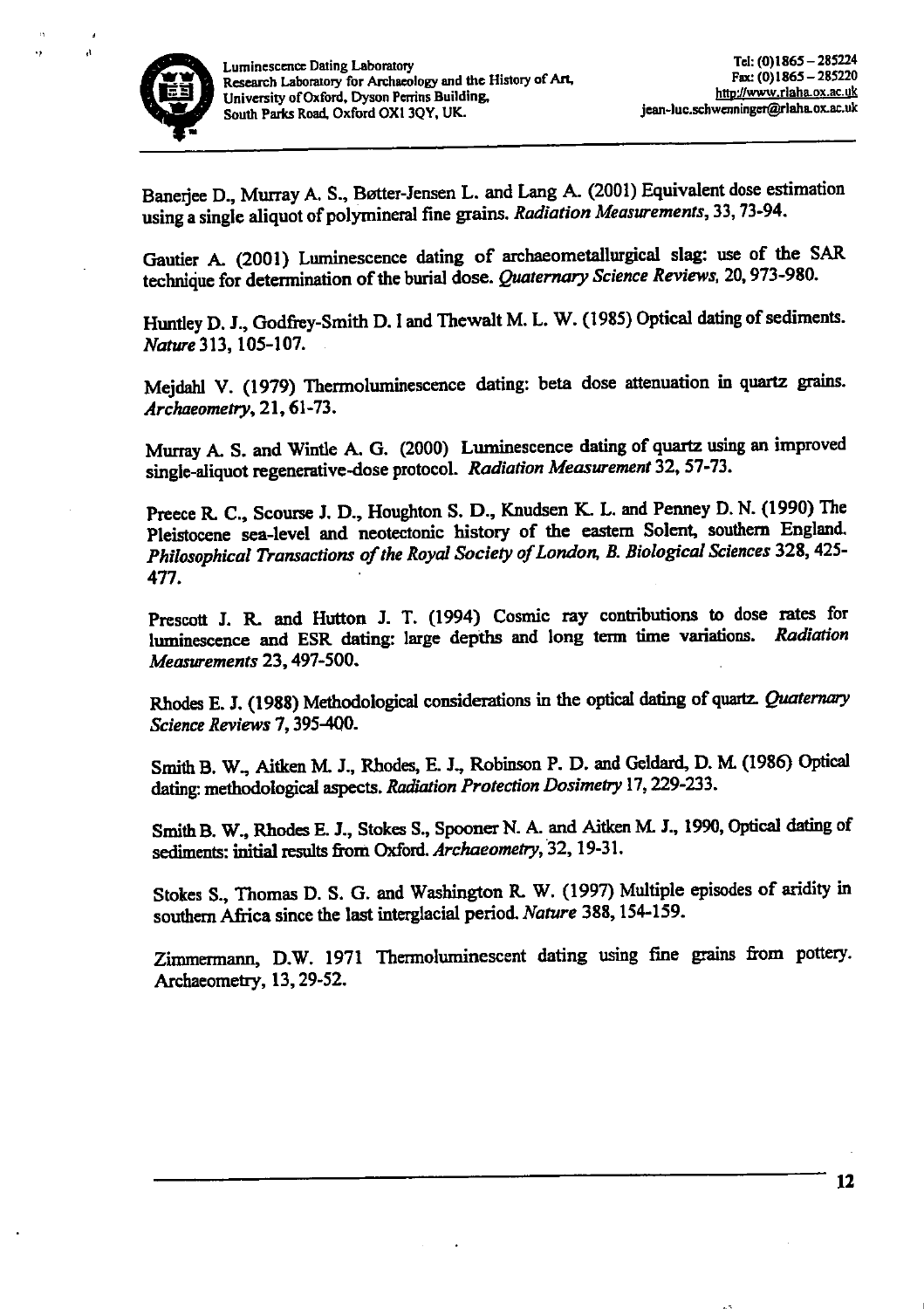Banerjee D., Murray A. S., Bøtter-Jensen L. and Lang A. (2001) Equivalent dose estimation using a single aliquot of polymineral fine grains. *Radiation Measurements*, 33, 73-94.

Gautier A. (2001) Luminescence dating of archaeometallurgical slag: use of the SAR technique for determination of the burial dose. *Quaternary Science Reviews*, 20, 973-980.

Huntley D. J., Godfrey-Smith D. I and Thewalt M. L. W. (1985) Optical dating of sediments. *Nature* 313, 105-107.

Mejdahl V. (1979) Thermoluminescence dating: beta dose attenuation in quartz grains. *Archaeometry*, 21, 61-73.

Murray A. S. and Wintle A. G. (2000) Luminescence dating of quartz using an improved single-aliquot regenerative-dose protocol. *Radiation Measurement* 32, 57-73.

Preece R. C., Scourse J. D., Houghton S. D., Knudsen K. L. and Penney D. N. (1990) The Pleistocene sea-level and neotectonic history of the eastern Solent, southern England. *Philosophical Transactions of the Royal Society of London, B. Biological Sciences* 328, 425-477.

Prescott J. R. and Hutton J. T. (1994) Cosmic ray contributions to dose rates for luminescence and ESR dating: large depths and long term time variations. *Radiation Measurements* 23, 497-500.

Rhodes E. J. (1988) Methodological considerations in the optical dating of quartz. *Quaternary Science Reviews* 7, 395-400.

Smith B. W., Aitken M. J., Rhodes, E. J., Robinson P. D. and Geldard, D. M. (1986) Optical dating: methodological aspects. *Radiation Protection Dosimetry* 17, 229-233.

Smith B. W., Rhodes E. J., Stokes S., Spooner N. A. and Aitken M. J., 1990, Optical dating of sediments: initial results from Oxford. *Archaeometry*, 32, 19-31.

Stokes S., Thomas D. S. G. and Washington R. W. (1997) Multiple episodes of aridity in southern Africa since the last interglacial period. *Nature* 388, 154-159.

Zimmermann, D.W. 1971 Thermoluminescent dating using fine grains from pottery. Archaeometry, 13, 29-52.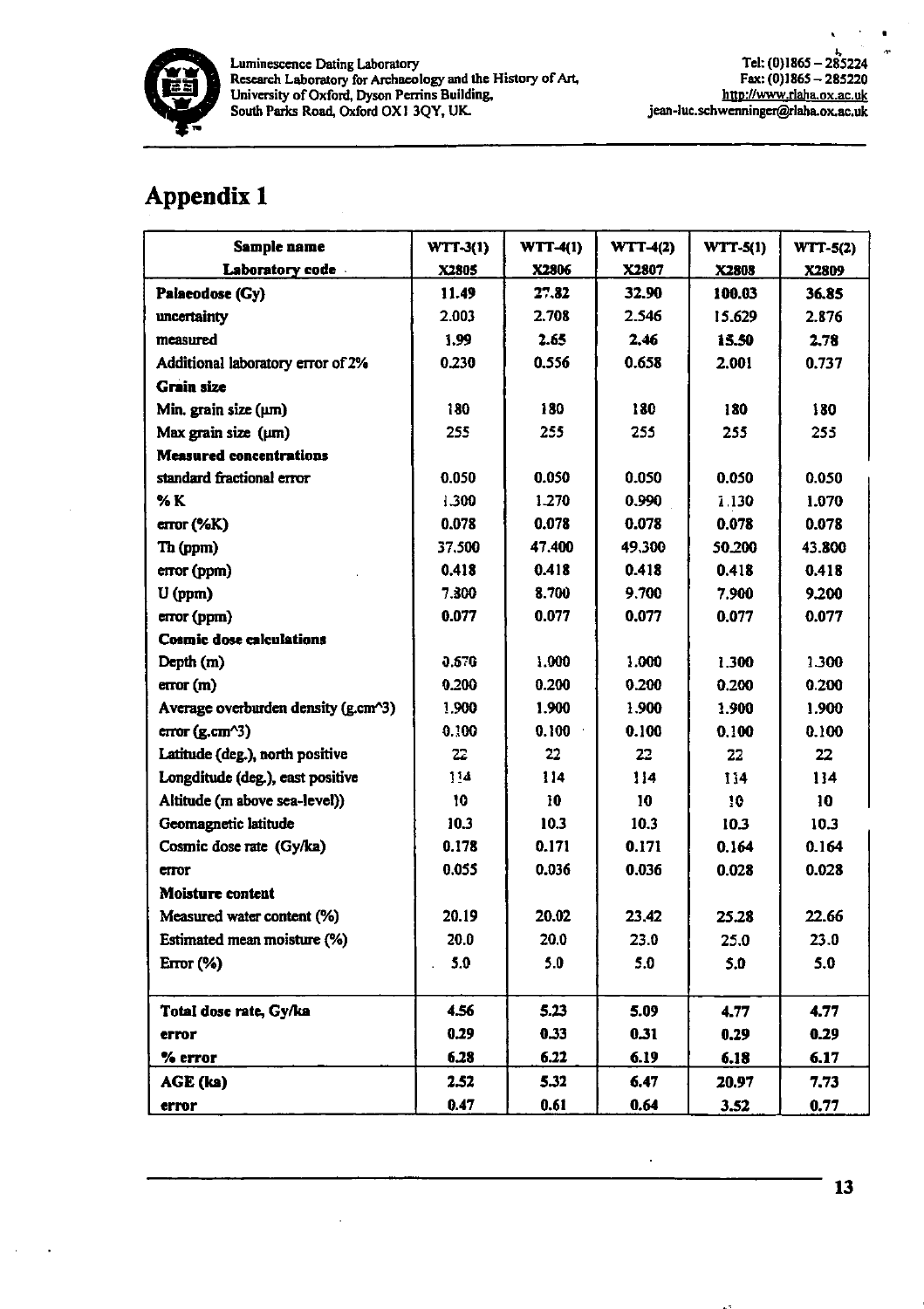Luminescence Dating Laboratory
Research Laboratory for Archaeology and the History of Art,
University of Oxford, Dyson Perrins Building,
South Parks Road, Oxford OX1 3QY, UK.

Tel: (0)1865 – 285224
Fax: (0)1865 – 285220
http://www.rlaha.ox.ac.uk
jean-luc.schwenninger@rlaha.ox.ac.uk

# Appendix 1

| Sample name | WTT-3(1) | WTT-4(1) | WTT-4(2) | WTT-5(1) | WTT-5(2) |
|---|---|---|---|---|---|
| Laboratory code | X2805 | X2806 | X2807 | X2808 | X2809 |
| **Palaeodose (Gy)** | 11.49 | 27.82 | 32.90 | 100.03 | 36.85 |
| uncertainty | 2.003 | 2.708 | 2.546 | 15.629 | 2.876 |
| measured | 1.99 | 2.65 | 2.46 | 15.50 | 2.78 |
| Additional laboratory error of 2% | 0.230 | 0.556 | 0.658 | 2.001 | 0.737 |
| **Grain size** | | | | | |
| Min. grain size (μm) | 180 | 180 | 180 | 180 | 180 |
| Max grain size (μm) | 255 | 255 | 255 | 255 | 255 |
| **Measured concentrations** | | | | | |
| standard fractional error | 0.050 | 0.050 | 0.050 | 0.050 | 0.050 |
| % K | 1.300 | 1.270 | 0.990 | 1.130 | 1.070 |
| error (%K) | 0.078 | 0.078 | 0.078 | 0.078 | 0.078 |
| Th (ppm) | 37.500 | 47.400 | 49.300 | 50.200 | 43.800 |
| error (ppm) | 0.418 | 0.418 | 0.418 | 0.418 | 0.418 |
| U (ppm) | 7.300 | 8.700 | 9.700 | 7.900 | 9.200 |
| error (ppm) | 0.077 | 0.077 | 0.077 | 0.077 | 0.077 |
| **Cosmic dose calculations** | | | | | |
| Depth (m) | 0.670 | 1.000 | 1.000 | 1.300 | 1.300 |
| error (m) | 0.200 | 0.200 | 0.200 | 0.200 | 0.200 |
| Average overburden density (g.cm^3) | 1.900 | 1.900 | 1.900 | 1.900 | 1.900 |
| error (g.cm^3) | 0.100 | 0.100 | 0.100 | 0.100 | 0.100 |
| Latitude (deg.), north positive | 22 | 22 | 22 | 22 | 22 |
| Longditude (deg.), east positive | 114 | 114 | 114 | 114 | 114 |
| Altitude (m above sea-level)) | 10 | 10 | 10 | 10 | 10 |
| Geomagnetic latitude | 10.3 | 10.3 | 10.3 | 10.3 | 10.3 |
| Cosmic dose rate (Gy/ka) | 0.178 | 0.171 | 0.171 | 0.164 | 0.164 |
| error | 0.055 | 0.036 | 0.036 | 0.028 | 0.028 |
| **Moisture content** | | | | | |
| Measured water content (%) | 20.19 | 20.02 | 23.42 | 25.28 | 22.66 |
| Estimated mean moisture (%) | 20.0 | 20.0 | 23.0 | 25.0 | 23.0 |
| Error (%) | 5.0 | 5.0 | 5.0 | 5.0 | 5.0 |
| **Total dose rate, Gy/ka** | 4.56 | 5.23 | 5.09 | 4.77 | 4.77 |
| **error** | 0.29 | 0.33 | 0.31 | 0.29 | 0.29 |
| **% error** | 6.28 | 6.22 | 6.19 | 6.18 | 6.17 |
| **AGE (ka)** | 2.52 | 5.32 | 6.47 | 20.97 | 7.73 |
| **error** | 0.47 | 0.61 | 0.64 | 3.52 | 0.77 |